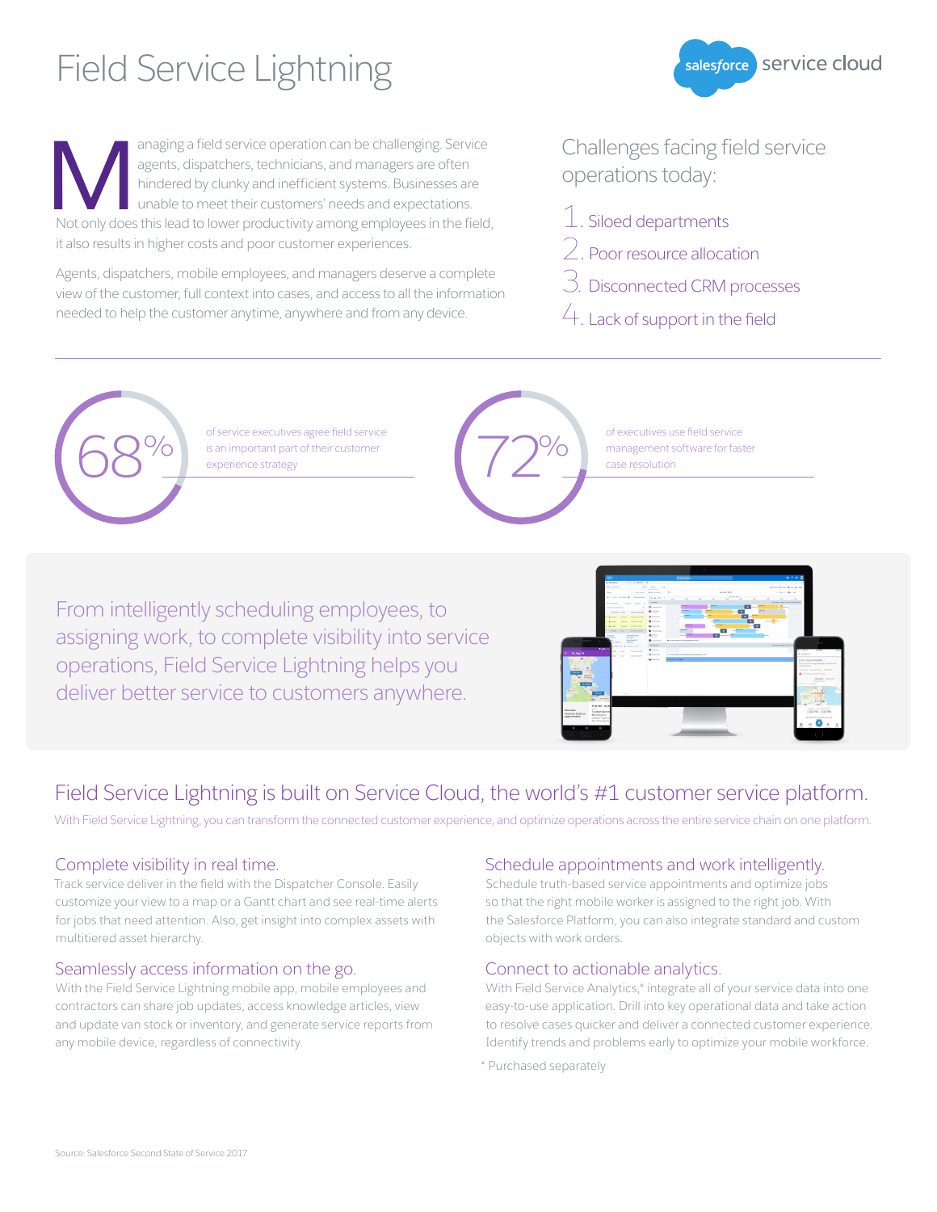# Field Service Lightning

salesforce service cloud

Managing a field service operation can be challenging. Service agents, dispatchers, technicians, and managers are often hindered by clunky and inefficient systems. Businesses are unable to meet their customers' needs and expectations. Not only does this lead to lower productivity among employees in the field, it also results in higher costs and poor customer experiences.

Agents, dispatchers, mobile employees, and managers deserve a complete view of the customer, full context into cases, and access to all the information needed to help the customer anytime, anywhere and from any device.

## Challenges facing field service operations today:

1. Siloed departments
2. Poor resource allocation
3. Disconnected CRM processes
4. Lack of support in the field

**68%** of service executives agree field service is an important part of their customer experience strategy

**72%** of executives use field service management software for faster case resolution

From intelligently scheduling employees, to assigning work, to complete visibility into service operations, Field Service Lightning helps you deliver better service to customers anywhere.

## Field Service Lightning is built on Service Cloud, the world's #1 customer service platform.

With Field Service Lightning, you can transform the connected customer experience, and optimize operations across the entire service chain on one platform.

### Complete visibility in real time.

Track service deliver in the field with the Dispatcher Console. Easily customize your view to a map or a Gantt chart and see real-time alerts for jobs that need attention. Also, get insight into complex assets with multitiered asset hierarchy.

### Seamlessly access information on the go.

With the Field Service Lightning mobile app, mobile employees and contractors can share job updates, access knowledge articles, view and update van stock or inventory, and generate service reports from any mobile device, regardless of connectivity.

### Schedule appointments and work intelligently.

Schedule truth-based service appointments and optimize jobs so that the right mobile worker is assigned to the right job. With the Salesforce Platform, you can also integrate standard and custom objects with work orders.

### Connect to actionable analytics.

With Field Service Analytics,* integrate all of your service data into one easy-to-use application. Drill into key operational data and take action to resolve cases quicker and deliver a connected customer experience. Identify trends and problems early to optimize your mobile workforce.

* Purchased separately

Source: Salesforce Second State of Service 2017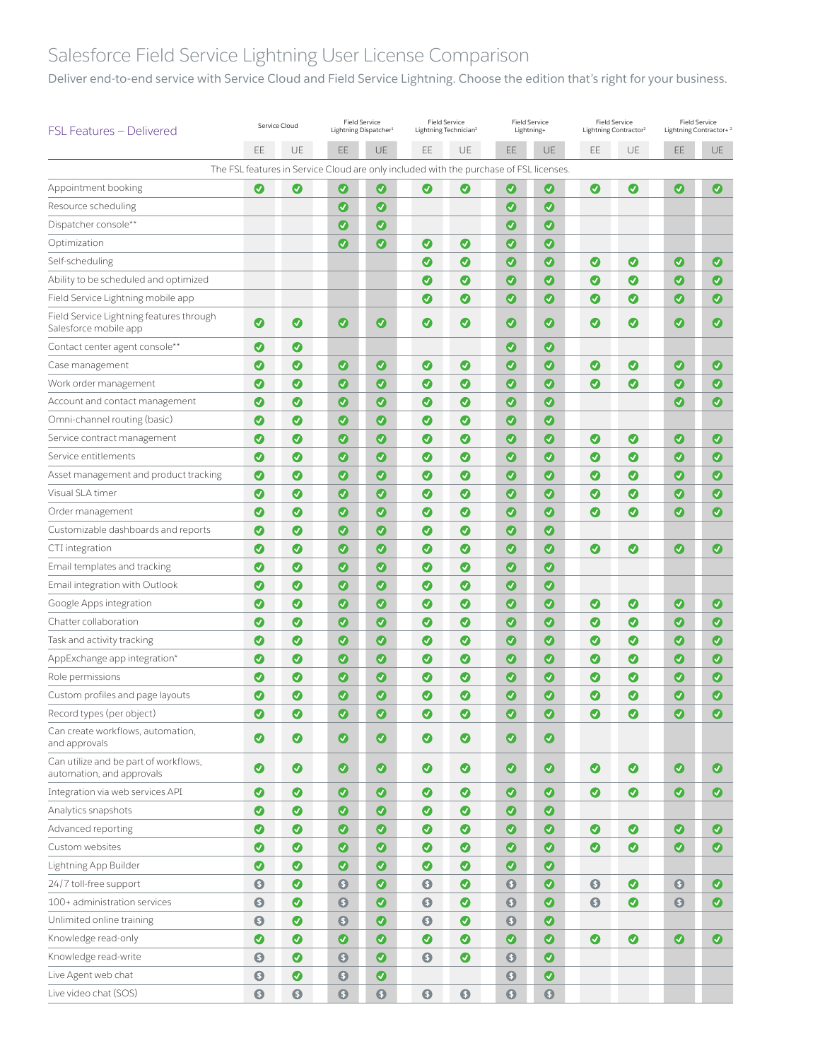# Salesforce Field Service Lightning User License Comparison

Deliver end-to-end service with Service Cloud and Field Service Lightning. Choose the edition that's right for your business.

| FSL Features – Delivered | Service Cloud | | Field Service Lightning Dispatcher[1] | | Field Service Lightning Technician[2] | | Field Service Lightning+ | | Field Service Lightning Contractor[2] | | Field Service Lightning Contractor+ [2] | |
|---|---|---|---|---|---|---|---|---|---|---|---|---|
| | EE | UE | EE | UE | EE | UE | EE | UE | EE | UE | EE | UE |
| The FSL features in Service Cloud are only included with the purchase of FSL licenses. | | | | | | | | | | | | |
| Appointment booking | ✓ | ✓ | ✓ | ✓ | ✓ | ✓ | ✓ | ✓ | ✓ | ✓ | ✓ | ✓ |
| Resource scheduling | | | ✓ | ✓ | | | ✓ | ✓ | | | | |
| Dispatcher console** | | | ✓ | ✓ | | | ✓ | ✓ | | | | |
| Optimization | | | ✓ | ✓ | ✓ | ✓ | ✓ | ✓ | | | | |
| Self-scheduling | | | | | ✓ | ✓ | ✓ | ✓ | ✓ | ✓ | ✓ | ✓ |
| Ability to be scheduled and optimized | | | | | ✓ | ✓ | ✓ | ✓ | ✓ | ✓ | ✓ | ✓ |
| Field Service Lightning mobile app | | | | | ✓ | ✓ | ✓ | ✓ | ✓ | ✓ | ✓ | ✓ |
| Field Service Lightning features through Salesforce mobile app | ✓ | ✓ | ✓ | ✓ | ✓ | ✓ | ✓ | ✓ | ✓ | ✓ | ✓ | ✓ |
| Contact center agent console** | ✓ | ✓ | | | | | ✓ | ✓ | | | | |
| Case management | ✓ | ✓ | ✓ | ✓ | ✓ | ✓ | ✓ | ✓ | ✓ | ✓ | ✓ | ✓ |
| Work order management | ✓ | ✓ | ✓ | ✓ | ✓ | ✓ | ✓ | ✓ | ✓ | ✓ | ✓ | ✓ |
| Account and contact management | ✓ | ✓ | ✓ | ✓ | ✓ | ✓ | ✓ | ✓ | | | ✓ | ✓ |
| Omni-channel routing (basic) | ✓ | ✓ | ✓ | ✓ | ✓ | ✓ | ✓ | ✓ | | | | |
| Service contract management | ✓ | ✓ | ✓ | ✓ | ✓ | ✓ | ✓ | ✓ | ✓ | ✓ | ✓ | ✓ |
| Service entitlements | ✓ | ✓ | ✓ | ✓ | ✓ | ✓ | ✓ | ✓ | ✓ | ✓ | ✓ | ✓ |
| Asset management and product tracking | ✓ | ✓ | ✓ | ✓ | ✓ | ✓ | ✓ | ✓ | ✓ | ✓ | ✓ | ✓ |
| Visual SLA timer | ✓ | ✓ | ✓ | ✓ | ✓ | ✓ | ✓ | ✓ | ✓ | ✓ | ✓ | ✓ |
| Order management | ✓ | ✓ | ✓ | ✓ | ✓ | ✓ | ✓ | ✓ | ✓ | ✓ | ✓ | ✓ |
| Customizable dashboards and reports | ✓ | ✓ | ✓ | ✓ | ✓ | ✓ | ✓ | ✓ | | | | |
| CTI integration | ✓ | ✓ | ✓ | ✓ | ✓ | ✓ | ✓ | ✓ | ✓ | ✓ | ✓ | ✓ |
| Email templates and tracking | ✓ | ✓ | ✓ | ✓ | ✓ | ✓ | ✓ | ✓ | | | | |
| Email integration with Outlook | ✓ | ✓ | ✓ | ✓ | ✓ | ✓ | ✓ | ✓ | | | | |
| Google Apps integration | ✓ | ✓ | ✓ | ✓ | ✓ | ✓ | ✓ | ✓ | ✓ | ✓ | ✓ | ✓ |
| Chatter collaboration | ✓ | ✓ | ✓ | ✓ | ✓ | ✓ | ✓ | ✓ | ✓ | ✓ | ✓ | ✓ |
| Task and activity tracking | ✓ | ✓ | ✓ | ✓ | ✓ | ✓ | ✓ | ✓ | ✓ | ✓ | ✓ | ✓ |
| AppExchange app integration* | ✓ | ✓ | ✓ | ✓ | ✓ | ✓ | ✓ | ✓ | ✓ | ✓ | ✓ | ✓ |
| Role permissions | ✓ | ✓ | ✓ | ✓ | ✓ | ✓ | ✓ | ✓ | ✓ | ✓ | ✓ | ✓ |
| Custom profiles and page layouts | ✓ | ✓ | ✓ | ✓ | ✓ | ✓ | ✓ | ✓ | ✓ | ✓ | ✓ | ✓ |
| Record types (per object) | ✓ | ✓ | ✓ | ✓ | ✓ | ✓ | ✓ | ✓ | ✓ | ✓ | ✓ | ✓ |
| Can create workflows, automation, and approvals | ✓ | ✓ | ✓ | ✓ | ✓ | ✓ | ✓ | ✓ | | | | |
| Can utilize and be part of workflows, automation, and approvals | ✓ | ✓ | ✓ | ✓ | ✓ | ✓ | ✓ | ✓ | ✓ | ✓ | ✓ | ✓ |
| Integration via web services API | ✓ | ✓ | ✓ | ✓ | ✓ | ✓ | ✓ | ✓ | ✓ | ✓ | ✓ | ✓ |
| Analytics snapshots | ✓ | ✓ | ✓ | ✓ | ✓ | ✓ | ✓ | ✓ | | | | |
| Advanced reporting | ✓ | ✓ | ✓ | ✓ | ✓ | ✓ | ✓ | ✓ | ✓ | ✓ | ✓ | ✓ |
| Custom websites | ✓ | ✓ | ✓ | ✓ | ✓ | ✓ | ✓ | ✓ | ✓ | ✓ | ✓ | ✓ |
| Lightning App Builder | ✓ | ✓ | ✓ | ✓ | ✓ | ✓ | ✓ | ✓ | | | | |
| 24/7 toll-free support | $ | ✓ | $ | ✓ | $ | ✓ | $ | ✓ | $ | ✓ | $ | ✓ |
| 100+ administration services | $ | ✓ | $ | ✓ | $ | ✓ | $ | ✓ | $ | ✓ | $ | ✓ |
| Unlimited online training | $ | ✓ | $ | ✓ | $ | ✓ | $ | ✓ | | | | |
| Knowledge read-only | ✓ | ✓ | ✓ | ✓ | ✓ | ✓ | ✓ | ✓ | ✓ | ✓ | ✓ | ✓ |
| Knowledge read-write | $ | ✓ | $ | ✓ | $ | ✓ | $ | ✓ | | | | |
| Live Agent web chat | $ | ✓ | $ | ✓ | | | $ | ✓ | | | | |
| Live video chat (SOS) | $ | $ | $ | $ | $ | $ | $ | $ | | | | |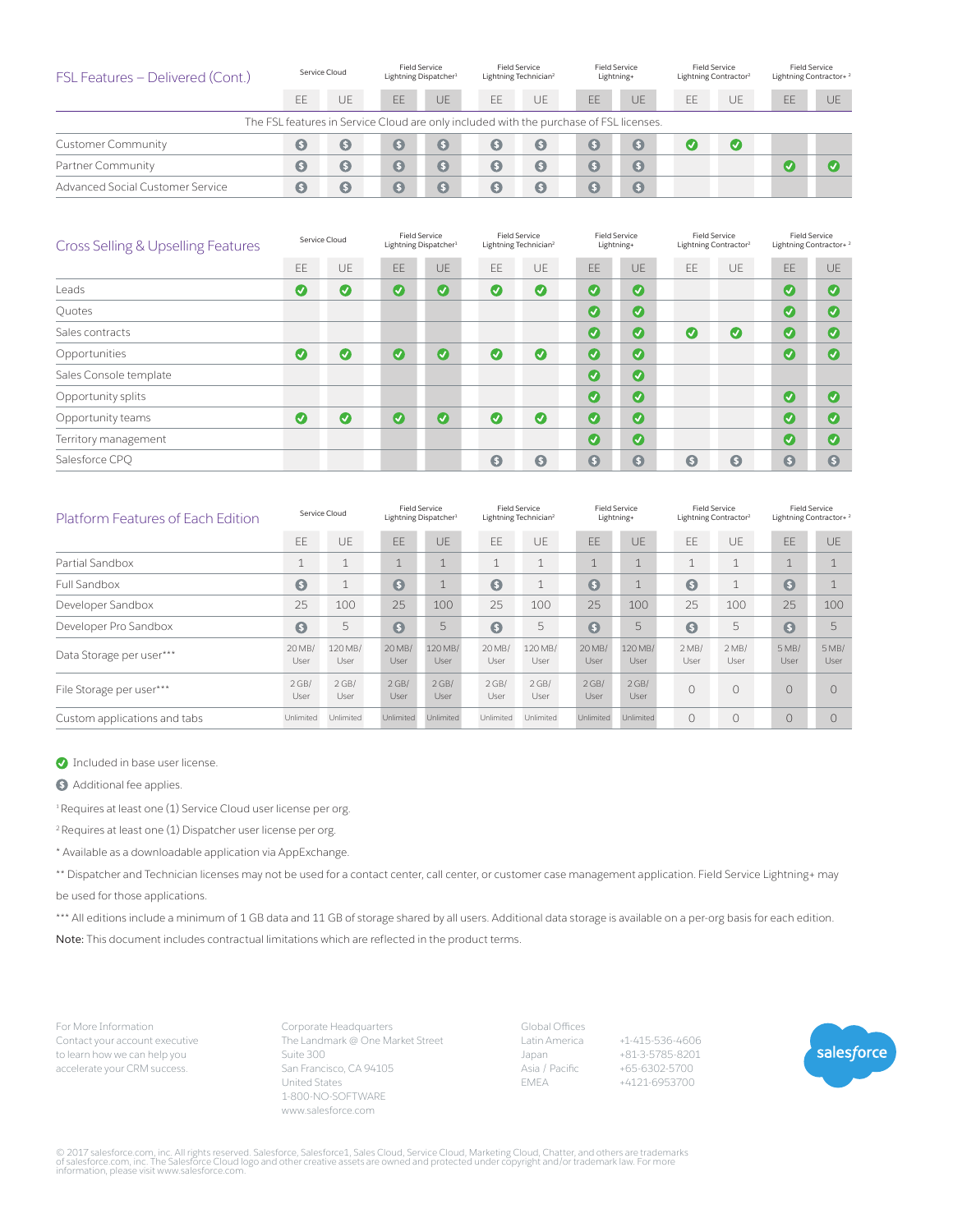## FSL Features – Delivered (Cont.)

| | Service Cloud | | Field Service Lightning Dispatcher[1] | | Field Service Lightning Technician[2] | | Field Service Lightning+ | | Field Service Lightning Contractor[2] | | Field Service Lightning Contractor+ [2] | |
|---|---|---|---|---|---|---|---|---|---|---|---|---|
| | EE | UE | EE | UE | EE | UE | EE | UE | EE | UE | EE | UE |
| The FSL features in Service Cloud are only included with the purchase of FSL licenses. | | | | | | | | | | | | |
| Customer Community | $ | $ | $ | $ | $ | $ | $ | $ | ✓ | ✓ | | |
| Partner Community | $ | $ | $ | $ | $ | $ | $ | $ | | | ✓ | ✓ |
| Advanced Social Customer Service | $ | $ | $ | $ | $ | $ | $ | $ | | | | |

## Cross Selling & Upselling Features

| | Service Cloud | | Field Service Lightning Dispatcher[1] | | Field Service Lightning Technician[2] | | Field Service Lightning+ | | Field Service Lightning Contractor[2] | | Field Service Lightning Contractor+ [2] | |
|---|---|---|---|---|---|---|---|---|---|---|---|---|
| | EE | UE | EE | UE | EE | UE | EE | UE | EE | UE | EE | UE |
| Leads | ✓ | ✓ | ✓ | ✓ | ✓ | ✓ | ✓ | ✓ | | | ✓ | ✓ |
| Quotes | | | | | | | ✓ | ✓ | | | ✓ | ✓ |
| Sales contracts | | | | | | | ✓ | ✓ | ✓ | ✓ | ✓ | ✓ |
| Opportunities | ✓ | ✓ | ✓ | ✓ | ✓ | ✓ | ✓ | ✓ | | | ✓ | ✓ |
| Sales Console template | | | | | | | ✓ | ✓ | | | | |
| Opportunity splits | | | | | | | ✓ | ✓ | | | ✓ | ✓ |
| Opportunity teams | ✓ | ✓ | ✓ | ✓ | ✓ | ✓ | ✓ | ✓ | | | ✓ | ✓ |
| Territory management | | | | | | | ✓ | ✓ | | | ✓ | ✓ |
| Salesforce CPQ | | | | | $ | $ | $ | $ | $ | $ | $ | $ |

## Platform Features of Each Edition

| | Service Cloud | | Field Service Lightning Dispatcher[1] | | Field Service Lightning Technician[2] | | Field Service Lightning+ | | Field Service Lightning Contractor[2] | | Field Service Lightning Contractor+ [2] | |
|---|---|---|---|---|---|---|---|---|---|---|---|---|
| | EE | UE | EE | UE | EE | UE | EE | UE | EE | UE | EE | UE |
| Partial Sandbox | 1 | 1 | 1 | 1 | 1 | 1 | 1 | 1 | 1 | 1 | 1 | 1 |
| Full Sandbox | $ | 1 | $ | 1 | $ | 1 | $ | 1 | $ | 1 | $ | 1 |
| Developer Sandbox | 25 | 100 | 25 | 100 | 25 | 100 | 25 | 100 | 25 | 100 | 25 | 100 |
| Developer Pro Sandbox | $ | 5 | $ | 5 | $ | 5 | $ | 5 | $ | 5 | $ | 5 |
| Data Storage per user*** | 20 MB/ User | 120 MB/ User | 20 MB/ User | 120 MB/ User | 20 MB/ User | 120 MB/ User | 20 MB/ User | 120 MB/ User | 2 MB/ User | 2 MB/ User | 5 MB/ User | 5 MB/ User |
| File Storage per user*** | 2 GB/ User | 2 GB/ User | 2 GB/ User | 2 GB/ User | 2 GB/ User | 2 GB/ User | 2 GB/ User | 2 GB/ User | 0 | 0 | 0 | 0 |
| Custom applications and tabs | Unlimited | Unlimited | Unlimited | Unlimited | Unlimited | Unlimited | Unlimited | Unlimited | 0 | 0 | 0 | 0 |

✓ Included in base user license.

$ Additional fee applies.

[1] Requires at least one (1) Service Cloud user license per org.

[2] Requires at least one (1) Dispatcher user license per org.

* Available as a downloadable application via AppExchange.

** Dispatcher and Technician licenses may not be used for a contact center, call center, or customer case management application. Field Service Lightning+ may be used for those applications.

*** All editions include a minimum of 1 GB data and 11 GB of storage shared by all users. Additional data storage is available on a per-org basis for each edition.

**Note:** This document includes contractual limitations which are reflected in the product terms.

For More Information
Contact your account executive to learn how we can help you accelerate your CRM success.

Corporate Headquarters
The Landmark @ One Market Street
Suite 300
San Francisco, CA 94105
United States
1-800-NO-SOFTWARE
www.salesforce.com

Global Offices
Latin America +1-415-536-4606
Japan +81-3-5785-8201
Asia / Pacific +65-6302-5700
EMEA +4121-6953700

salesforce

© 2017 salesforce.com, inc. All rights reserved. Salesforce, Salesforce1, Sales Cloud, Service Cloud, Marketing Cloud, Chatter, and others are trademarks of salesforce.com, inc. The Salesforce Cloud logo and other creative assets are owned and protected under copyright and/or trademark law. For more information, please visit www.salesforce.com.